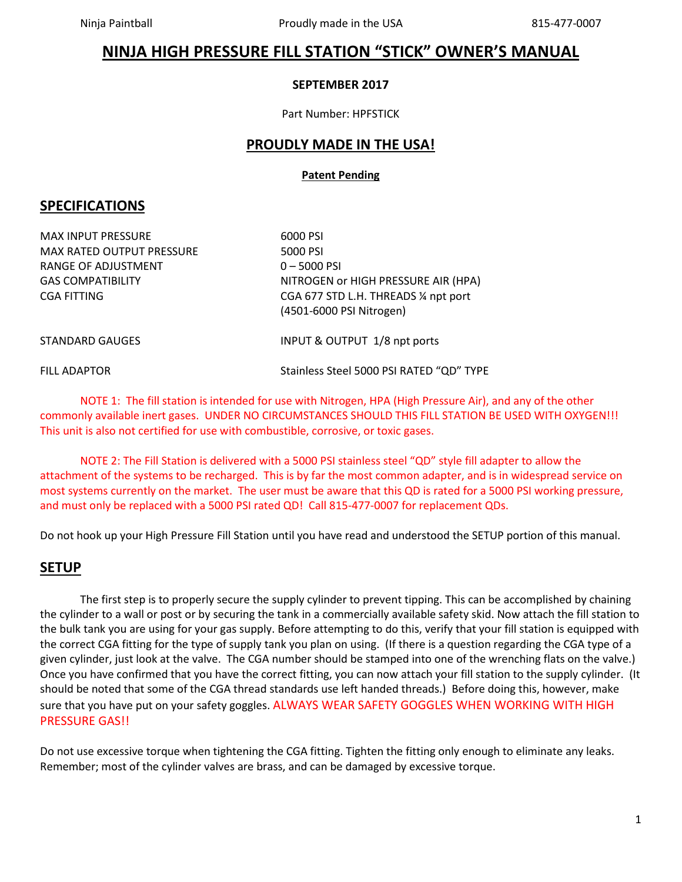# NINJA HIGH PRESSURE FILL STATION "STICK" OWNER'S MANUAL

**SEPTEMBER 2017**

Part Number: HPFSTICK

## PROUDLY MADE IN THE USA!

**Patent Pending**

## SPECIFICATIONS

| | |
|---|---|
| MAX INPUT PRESSURE | 6000 PSI |
| MAX RATED OUTPUT PRESSURE | 5000 PSI |
| RANGE OF ADJUSTMENT | 0 – 5000 PSI |
| GAS COMPATIBILITY | NITROGEN or HIGH PRESSURE AIR (HPA) |
| CGA FITTING | CGA 677 STD L.H. THREADS ¼ npt port (4501-6000 PSI Nitrogen) |
| STANDARD GAUGES | INPUT & OUTPUT 1/8 npt ports |
| FILL ADAPTOR | Stainless Steel 5000 PSI RATED "QD" TYPE |

NOTE 1: The fill station is intended for use with Nitrogen, HPA (High Pressure Air), and any of the other commonly available inert gases. UNDER NO CIRCUMSTANCES SHOULD THIS FILL STATION BE USED WITH OXYGEN!!! This unit is also not certified for use with combustible, corrosive, or toxic gases.

NOTE 2: The Fill Station is delivered with a 5000 PSI stainless steel "QD" style fill adapter to allow the attachment of the systems to be recharged. This is by far the most common adapter, and is in widespread service on most systems currently on the market. The user must be aware that this QD is rated for a 5000 PSI working pressure, and must only be replaced with a 5000 PSI rated QD! Call 815-477-0007 for replacement QDs.

Do not hook up your High Pressure Fill Station until you have read and understood the SETUP portion of this manual.

## SETUP

The first step is to properly secure the supply cylinder to prevent tipping. This can be accomplished by chaining the cylinder to a wall or post or by securing the tank in a commercially available safety skid. Now attach the fill station to the bulk tank you are using for your gas supply. Before attempting to do this, verify that your fill station is equipped with the correct CGA fitting for the type of supply tank you plan on using. (If there is a question regarding the CGA type of a given cylinder, just look at the valve. The CGA number should be stamped into one of the wrenching flats on the valve.) Once you have confirmed that you have the correct fitting, you can now attach your fill station to the supply cylinder. (It should be noted that some of the CGA thread standards use left handed threads.) Before doing this, however, make sure that you have put on your safety goggles. ALWAYS WEAR SAFETY GOGGLES WHEN WORKING WITH HIGH PRESSURE GAS!!

Do not use excessive torque when tightening the CGA fitting. Tighten the fitting only enough to eliminate any leaks. Remember; most of the cylinder valves are brass, and can be damaged by excessive torque.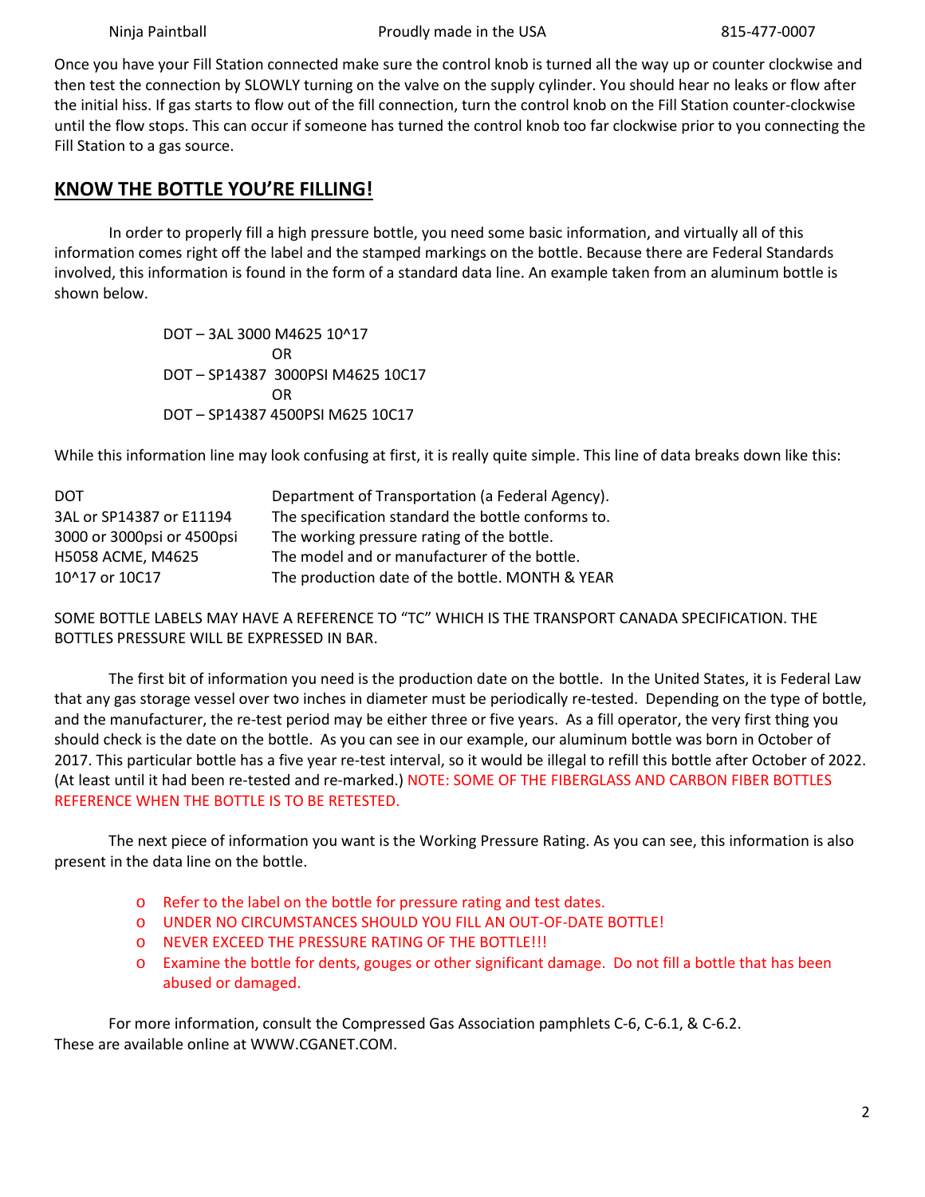Once you have your Fill Station connected make sure the control knob is turned all the way up or counter clockwise and then test the connection by SLOWLY turning on the valve on the supply cylinder. You should hear no leaks or flow after the initial hiss. If gas starts to flow out of the fill connection, turn the control knob on the Fill Station counter-clockwise until the flow stops. This can occur if someone has turned the control knob too far clockwise prior to you connecting the Fill Station to a gas source.

## KNOW THE BOTTLE YOU'RE FILLING!

In order to properly fill a high pressure bottle, you need some basic information, and virtually all of this information comes right off the label and the stamped markings on the bottle. Because there are Federal Standards involved, this information is found in the form of a standard data line. An example taken from an aluminum bottle is shown below.

DOT – 3AL 3000 M4625 10^17
OR
DOT – SP14387 3000PSI M4625 10C17
OR
DOT – SP14387 4500PSI M625 10C17

While this information line may look confusing at first, it is really quite simple. This line of data breaks down like this:

| | |
|---|---|
| DOT | Department of Transportation (a Federal Agency). |
| 3AL or SP14387 or E11194 | The specification standard the bottle conforms to. |
| 3000 or 3000psi or 4500psi | The working pressure rating of the bottle. |
| H5058 ACME, M4625 | The model and or manufacturer of the bottle. |
| 10^17 or 10C17 | The production date of the bottle. MONTH & YEAR |

SOME BOTTLE LABELS MAY HAVE A REFERENCE TO "TC" WHICH IS THE TRANSPORT CANADA SPECIFICATION. THE BOTTLES PRESSURE WILL BE EXPRESSED IN BAR.

The first bit of information you need is the production date on the bottle. In the United States, it is Federal Law that any gas storage vessel over two inches in diameter must be periodically re-tested. Depending on the type of bottle, and the manufacturer, the re-test period may be either three or five years. As a fill operator, the very first thing you should check is the date on the bottle. As you can see in our example, our aluminum bottle was born in October of 2017. This particular bottle has a five year re-test interval, so it would be illegal to refill this bottle after October of 2022. (At least until it had been re-tested and re-marked.) NOTE: SOME OF THE FIBERGLASS AND CARBON FIBER BOTTLES REFERENCE WHEN THE BOTTLE IS TO BE RETESTED.

The next piece of information you want is the Working Pressure Rating. As you can see, this information is also present in the data line on the bottle.

- Refer to the label on the bottle for pressure rating and test dates.
- UNDER NO CIRCUMSTANCES SHOULD YOU FILL AN OUT-OF-DATE BOTTLE!
- NEVER EXCEED THE PRESSURE RATING OF THE BOTTLE!!!
- Examine the bottle for dents, gouges or other significant damage. Do not fill a bottle that has been abused or damaged.

For more information, consult the Compressed Gas Association pamphlets C-6, C-6.1, & C-6.2. These are available online at WWW.CGANET.COM.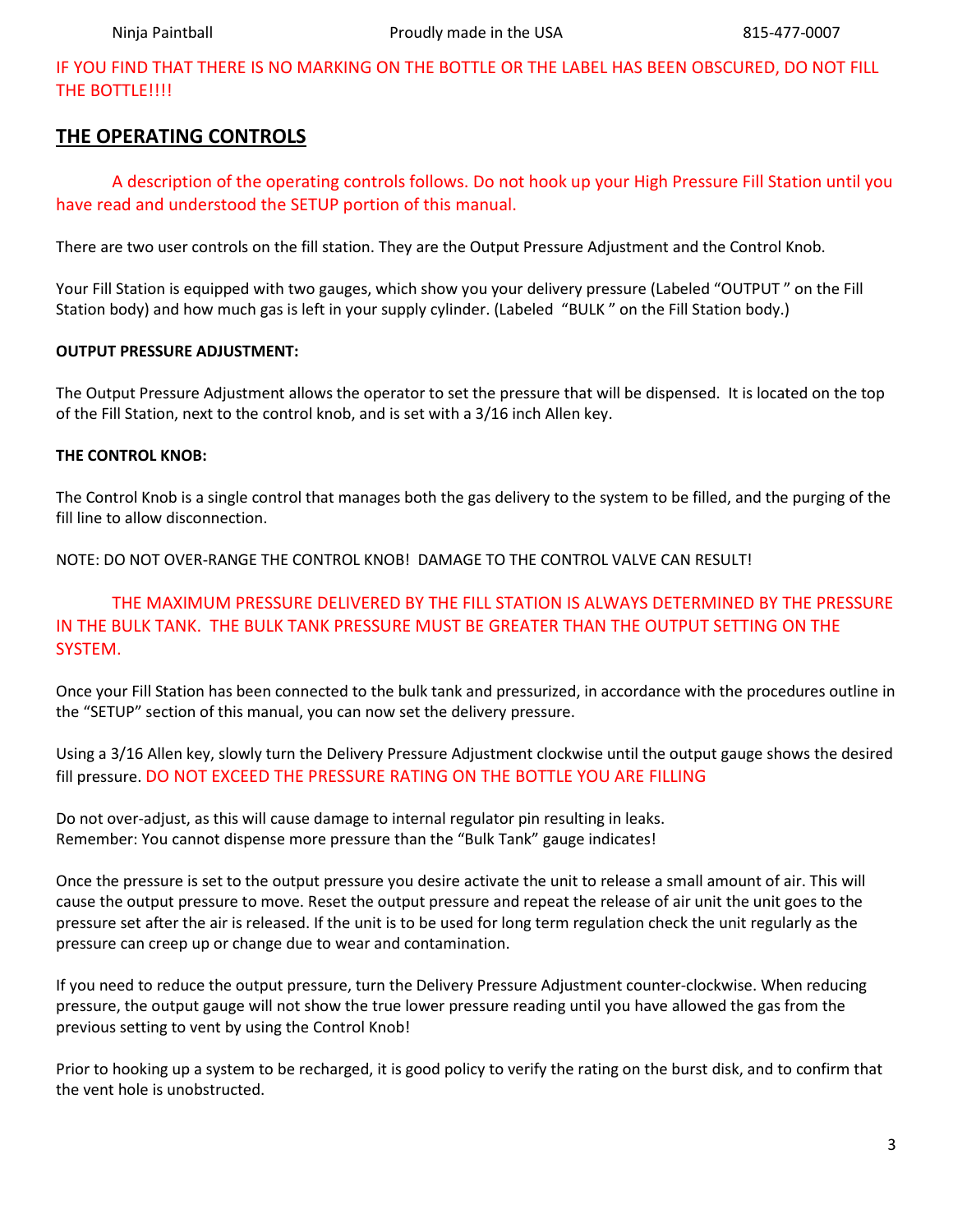IF YOU FIND THAT THERE IS NO MARKING ON THE BOTTLE OR THE LABEL HAS BEEN OBSCURED, DO NOT FILL THE BOTTLE!!!!

## THE OPERATING CONTROLS

A description of the operating controls follows. Do not hook up your High Pressure Fill Station until you have read and understood the SETUP portion of this manual.

There are two user controls on the fill station. They are the Output Pressure Adjustment and the Control Knob.

Your Fill Station is equipped with two gauges, which show you your delivery pressure (Labeled “OUTPUT ” on the Fill Station body) and how much gas is left in your supply cylinder. (Labeled “BULK ” on the Fill Station body.)

**OUTPUT PRESSURE ADJUSTMENT:**

The Output Pressure Adjustment allows the operator to set the pressure that will be dispensed. It is located on the top of the Fill Station, next to the control knob, and is set with a 3/16 inch Allen key.

**THE CONTROL KNOB:**

The Control Knob is a single control that manages both the gas delivery to the system to be filled, and the purging of the fill line to allow disconnection.

NOTE: DO NOT OVER-RANGE THE CONTROL KNOB! DAMAGE TO THE CONTROL VALVE CAN RESULT!

THE MAXIMUM PRESSURE DELIVERED BY THE FILL STATION IS ALWAYS DETERMINED BY THE PRESSURE IN THE BULK TANK. THE BULK TANK PRESSURE MUST BE GREATER THAN THE OUTPUT SETTING ON THE SYSTEM.

Once your Fill Station has been connected to the bulk tank and pressurized, in accordance with the procedures outline in the “SETUP” section of this manual, you can now set the delivery pressure.

Using a 3/16 Allen key, slowly turn the Delivery Pressure Adjustment clockwise until the output gauge shows the desired fill pressure. DO NOT EXCEED THE PRESSURE RATING ON THE BOTTLE YOU ARE FILLING

Do not over-adjust, as this will cause damage to internal regulator pin resulting in leaks.
Remember: You cannot dispense more pressure than the “Bulk Tank” gauge indicates!

Once the pressure is set to the output pressure you desire activate the unit to release a small amount of air. This will cause the output pressure to move. Reset the output pressure and repeat the release of air unit the unit goes to the pressure set after the air is released. If the unit is to be used for long term regulation check the unit regularly as the pressure can creep up or change due to wear and contamination.

If you need to reduce the output pressure, turn the Delivery Pressure Adjustment counter-clockwise. When reducing pressure, the output gauge will not show the true lower pressure reading until you have allowed the gas from the previous setting to vent by using the Control Knob!

Prior to hooking up a system to be recharged, it is good policy to verify the rating on the burst disk, and to confirm that the vent hole is unobstructed.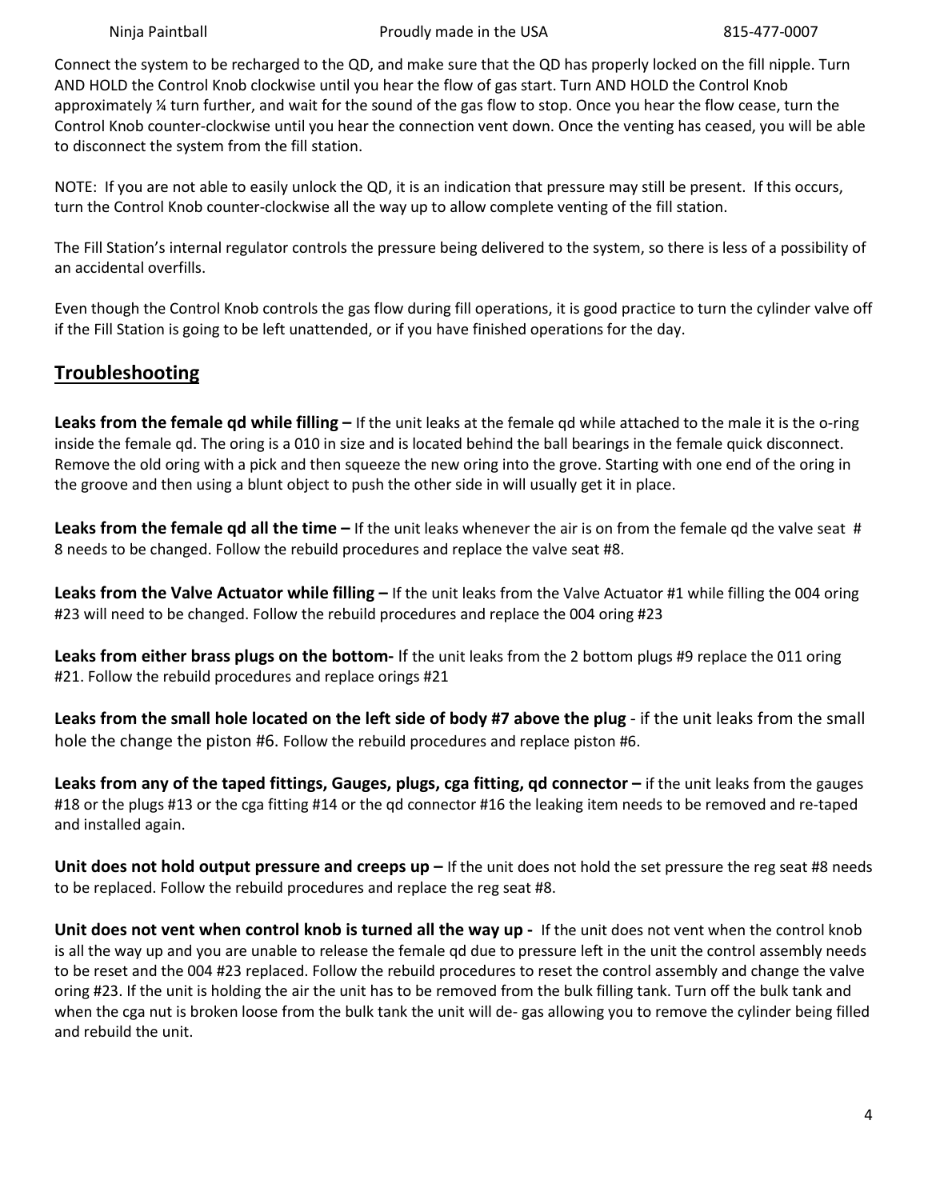Connect the system to be recharged to the QD, and make sure that the QD has properly locked on the fill nipple. Turn AND HOLD the Control Knob clockwise until you hear the flow of gas start. Turn AND HOLD the Control Knob approximately ¼ turn further, and wait for the sound of the gas flow to stop. Once you hear the flow cease, turn the Control Knob counter-clockwise until you hear the connection vent down. Once the venting has ceased, you will be able to disconnect the system from the fill station.

NOTE: If you are not able to easily unlock the QD, it is an indication that pressure may still be present. If this occurs, turn the Control Knob counter-clockwise all the way up to allow complete venting of the fill station.

The Fill Station's internal regulator controls the pressure being delivered to the system, so there is less of a possibility of an accidental overfills.

Even though the Control Knob controls the gas flow during fill operations, it is good practice to turn the cylinder valve off if the Fill Station is going to be left unattended, or if you have finished operations for the day.

## Troubleshooting

**Leaks from the female qd while filling –** If the unit leaks at the female qd while attached to the male it is the o-ring inside the female qd. The oring is a 010 in size and is located behind the ball bearings in the female quick disconnect. Remove the old oring with a pick and then squeeze the new oring into the grove. Starting with one end of the oring in the groove and then using a blunt object to push the other side in will usually get it in place.

**Leaks from the female qd all the time –** If the unit leaks whenever the air is on from the female qd the valve seat # 8 needs to be changed. Follow the rebuild procedures and replace the valve seat #8.

**Leaks from the Valve Actuator while filling –** If the unit leaks from the Valve Actuator #1 while filling the 004 oring #23 will need to be changed. Follow the rebuild procedures and replace the 004 oring #23

**Leaks from either brass plugs on the bottom-** If the unit leaks from the 2 bottom plugs #9 replace the 011 oring #21. Follow the rebuild procedures and replace orings #21

**Leaks from the small hole located on the left side of body #7 above the plug** - if the unit leaks from the small hole the change the piston #6. Follow the rebuild procedures and replace piston #6.

**Leaks from any of the taped fittings, Gauges, plugs, cga fitting, qd connector –** if the unit leaks from the gauges #18 or the plugs #13 or the cga fitting #14 or the qd connector #16 the leaking item needs to be removed and re-taped and installed again.

**Unit does not hold output pressure and creeps up –** If the unit does not hold the set pressure the reg seat #8 needs to be replaced. Follow the rebuild procedures and replace the reg seat #8.

**Unit does not vent when control knob is turned all the way up -** If the unit does not vent when the control knob is all the way up and you are unable to release the female qd due to pressure left in the unit the control assembly needs to be reset and the 004 #23 replaced. Follow the rebuild procedures to reset the control assembly and change the valve oring #23. If the unit is holding the air the unit has to be removed from the bulk filling tank. Turn off the bulk tank and when the cga nut is broken loose from the bulk tank the unit will de- gas allowing you to remove the cylinder being filled and rebuild the unit.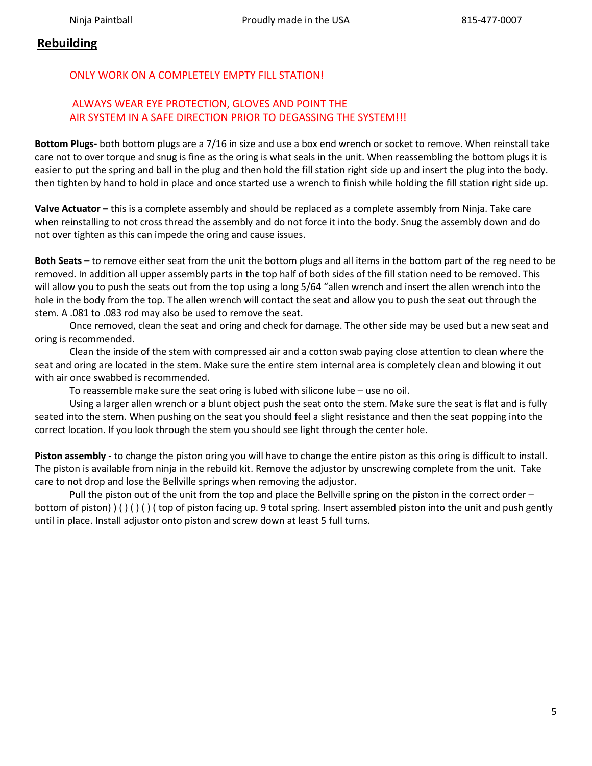## Rebuilding

ONLY WORK ON A COMPLETELY EMPTY FILL STATION!

ALWAYS WEAR EYE PROTECTION, GLOVES AND POINT THE AIR SYSTEM IN A SAFE DIRECTION PRIOR TO DEGASSING THE SYSTEM!!!

**Bottom Plugs-** both bottom plugs are a 7/16 in size and use a box end wrench or socket to remove. When reinstall take care not to over torque and snug is fine as the oring is what seals in the unit. When reassembling the bottom plugs it is easier to put the spring and ball in the plug and then hold the fill station right side up and insert the plug into the body. then tighten by hand to hold in place and once started use a wrench to finish while holding the fill station right side up.

**Valve Actuator –** this is a complete assembly and should be replaced as a complete assembly from Ninja. Take care when reinstalling to not cross thread the assembly and do not force it into the body. Snug the assembly down and do not over tighten as this can impede the oring and cause issues.

**Both Seats –** to remove either seat from the unit the bottom plugs and all items in the bottom part of the reg need to be removed. In addition all upper assembly parts in the top half of both sides of the fill station need to be removed. This will allow you to push the seats out from the top using a long 5/64 "allen wrench and insert the allen wrench into the hole in the body from the top. The allen wrench will contact the seat and allow you to push the seat out through the stem. A .081 to .083 rod may also be used to remove the seat.

Once removed, clean the seat and oring and check for damage. The other side may be used but a new seat and oring is recommended.

Clean the inside of the stem with compressed air and a cotton swab paying close attention to clean where the seat and oring are located in the stem. Make sure the entire stem internal area is completely clean and blowing it out with air once swabbed is recommended.

To reassemble make sure the seat oring is lubed with silicone lube – use no oil.

Using a larger allen wrench or a blunt object push the seat onto the stem. Make sure the seat is flat and is fully seated into the stem. When pushing on the seat you should feel a slight resistance and then the seat popping into the correct location. If you look through the stem you should see light through the center hole.

**Piston assembly -** to change the piston oring you will have to change the entire piston as this oring is difficult to install. The piston is available from ninja in the rebuild kit. Remove the adjustor by unscrewing complete from the unit. Take care to not drop and lose the Bellville springs when removing the adjustor.

Pull the piston out of the unit from the top and place the Bellville spring on the piston in the correct order – bottom of piston) ) ( ) ( ) ( ) ( top of piston facing up. 9 total spring. Insert assembled piston into the unit and push gently until in place. Install adjustor onto piston and screw down at least 5 full turns.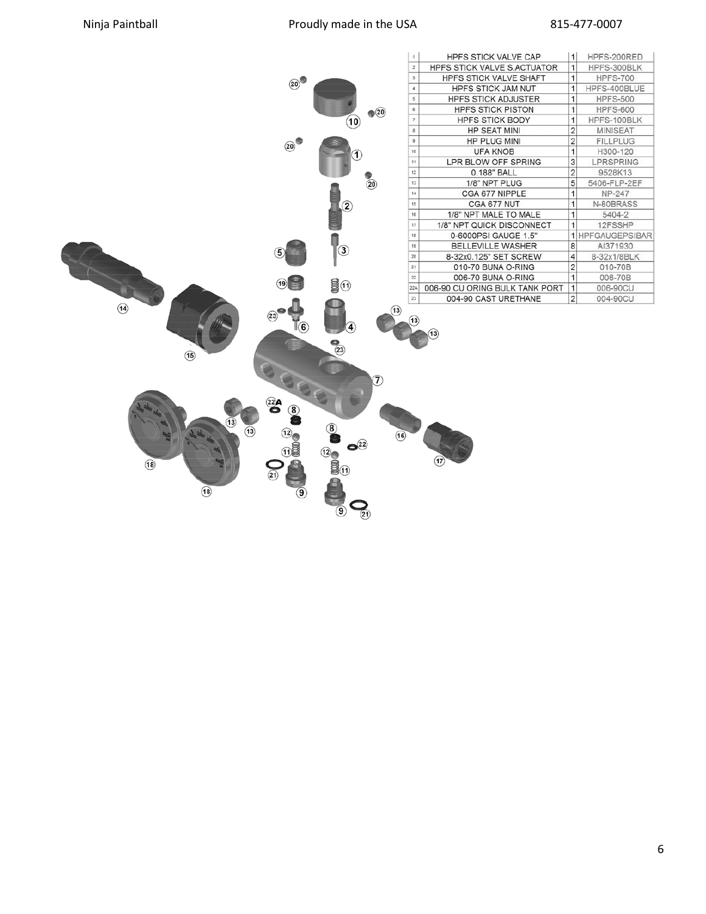| | | | |
|---|---|---|---|
| 1 | HPFS STICK VALVE CAP | 1 | HPFS-200RED |
| 2 | HPFS STICK VALVE S.ACTUATOR | 1 | HPFS-300BLK |
| 3 | HPFS STICK VALVE SHAFT | 1 | HPFS-700 |
| 4 | HPFS STICK JAM NUT | 1 | HPFS-400BLUE |
| 5 | HPFS STICK ADJUSTER | 1 | HPFS-500 |
| 6 | HPFS STICK PISTON | 1 | HPFS-600 |
| 7 | HPFS STICK BODY | 1 | HPFS-100BLK |
| 8 | HP SEAT MINI | 2 | MINISEAT |
| 9 | HP PLUG MINI | 2 | FILLPLUG |
| 10 | UFA KNOB | 1 | H300-120 |
| 11 | LPR BLOW OFF SPRING | 3 | LPRSPRING |
| 12 | 0.188" BALL | 2 | 9528K13 |
| 13 | 1/8" NPT PLUG | 5 | 5406-FLP-2EF |
| 14 | CGA 677 NIPPLE | 1 | NP-247 |
| 15 | CGA 677 NUT | 1 | N-80BRASS |
| 16 | 1/8" NPT MALE TO MALE | 1 | 5404-2 |
| 17 | 1/8" NPT QUICK DISCONNECT | 1 | 12FSSHP |
| 18 | 0-6000PSI GAUGE 1.5" | 1 | HPFGAUGEPSIBAR |
| 19 | BELLEVILLE WASHER | 8 | AI371930 |
| 20 | 8-32x0.125" SET SCREW | 4 | 8-32x1/8BLK |
| 21 | 010-70 BUNA O-RING | 2 | 010-70B |
| 22 | 006-70 BUNA O-RING | 1 | 006-70B |
| 22A | 006-90 CU ORING BULK TANK PORT | 1 | 006-90CU |
| 23 | 004-90 CAST URETHANE | 2 | 004-90CU |